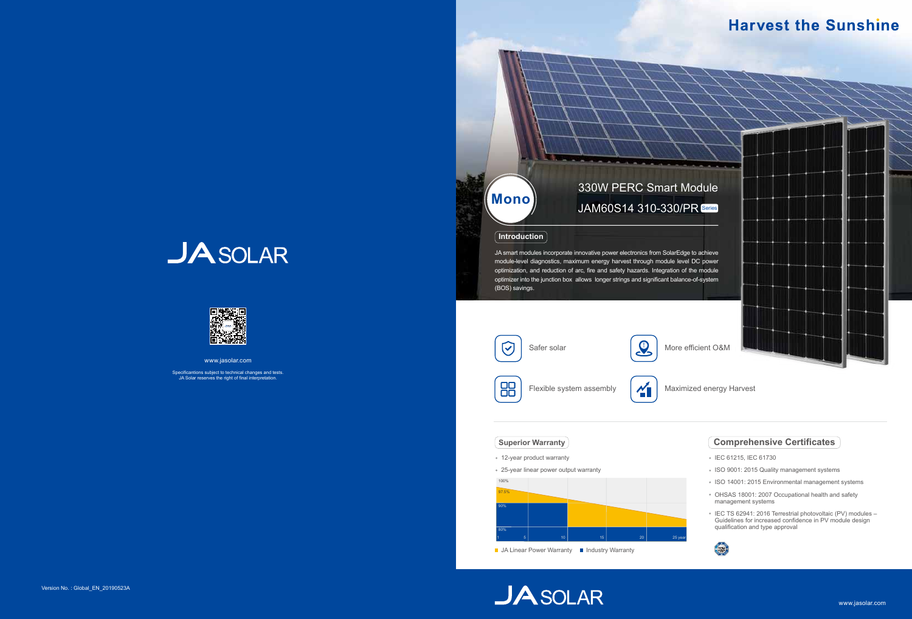JA SOLAR

www.jasolar.com

Specificantions subject to technical changes and tests.
JA Solar reserves the right of final interpretation.

Version No. : Global_EN_20190523A

# Harvest the Sunshine

Mono

## 330W PERC Smart Module

## JAM60S14 310-330/PR Series

### Introduction

JA smart modules incorporate innovative power electronics from SolarEdge to achieve module-level diagnostics, maximum energy harvest through module level DC power optimization, and reduction of arc, fire and safety hazards. Integration of the module optimizer into the junction box allows longer strings and significant balance-of-system (BOS) savings.

- Safer solar
- More efficient O&M
- Flexible system assembly
- Maximized energy Harvest

### Superior Warranty

- 12-year product warranty
- 25-year linear power output warranty

100%
97.5%
90%
80%
1 5 10 15 20 25 year

JA Linear Power Warranty   Industry Warranty

### Comprehensive Certificates

- IEC 61215, IEC 61730
- ISO 9001: 2015 Quality management systems
- ISO 14001: 2015 Environmental management systems
- OHSAS 18001: 2007 Occupational health and safety management systems
- IEC TS 62941: 2016 Terrestrial photovoltaic (PV) modules – Guidelines for increased confidence in PV module design qualification and type approval

JA SOLAR

www.jasolar.com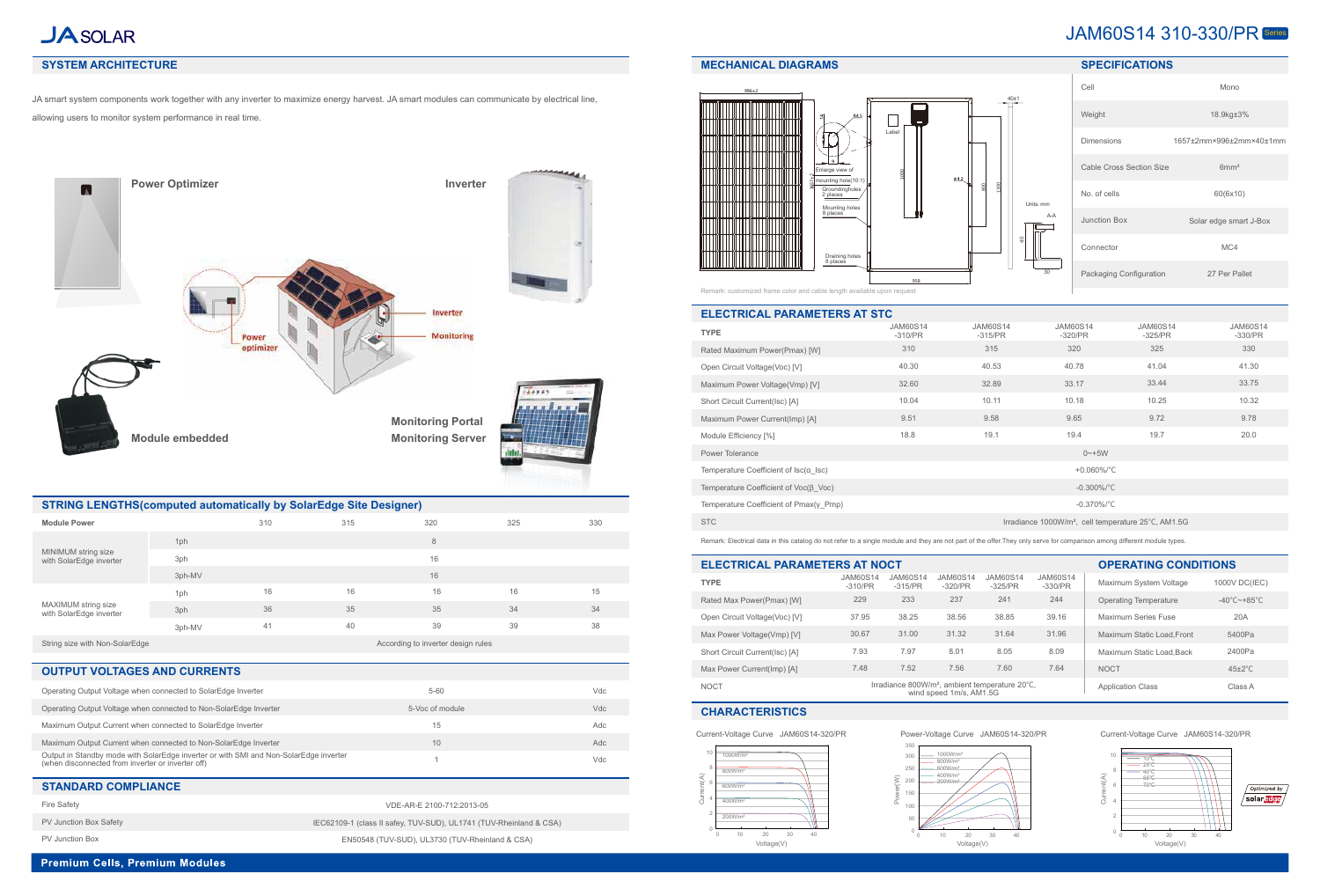JA SOLAR

# JAM60S14 310-330/PR Series

## SYSTEM ARCHITECTURE

JA smart system components work together with any inverter to maximize energy harvest. JA smart modules can communicate by electrical line, allowing users to monitor system performance in real time.

Power Optimizer

Inverter

Power optimizer

Inverter

Monitoring

Module embedded

Monitoring Portal
Monitoring Server

## STRING LENGTHS(computed automatically by SolarEdge Site Designer)

| Module Power | | 310 | 315 | 320 | 325 | 330 |
|---|---|---|---|---|---|---|
| MINIMUM string size with SolarEdge inverter | 1ph | | | 8 | | |
| | 3ph | | | 16 | | |
| | 3ph-MV | | | 16 | | |
| MAXIMUM string size with SolarEdge inverter | 1ph | 16 | 16 | 16 | 16 | 15 |
| | 3ph | 36 | 35 | 35 | 34 | 34 |
| | 3ph-MV | 41 | 40 | 39 | 39 | 38 |
| String size with Non-SolarEdge | | | | According to inverter design rules | | |

## OUTPUT VOLTAGES AND CURRENTS

| | | |
|---|---|---|
| Operating Output Voltage when connected to SolarEdge Inverter | 5-60 | Vdc |
| Operating Output Voltage when connected to Non-SolarEdge Inverter | 5-Voc of module | Vdc |
| Maximum Output Current when connected to SolarEdge Inverter | 15 | Adc |
| Maximum Output Current when connected to Non-SolarEdge Inverter | 10 | Adc |
| Output in Standby mode with SolarEdge inverter or with SMI and Non-SolarEdge inverter (when disconnected from inverter or inverter off) | 1 | Vdc |

## STANDARD COMPLIANCE

| | |
|---|---|
| Fire Safety | VDE-AR-E 2100-712:2013-05 |
| PV Junction Box Safety | IEC62109-1 (class II safey, TUV-SUD), UL1741 (TUV-Rheinland & CSA) |
| PV Junction Box | EN50548 (TUV-SUD), UL3730 (TUV-Rheinland & CSA) |

## MECHANICAL DIAGRAMS

996±2
40±1
84.5
Label
Enlarge view of mounting hole(10:1)
Grounding holes 2 places
Mounting holes 8 places
Draining holes 8 places
1657±2
1000
Φ4.2
800
1300
Units: mm
A-A
40
30
958

Remark: customized frame color and cable length available upon request

## SPECIFICATIONS

| | |
|---|---|
| Cell | Mono |
| Weight | 18.9kg±3% |
| Dimensions | 1657±2mm×996±2mm×40±1mm |
| Cable Cross Section Size | 6mm² |
| No. of cells | 60(6x10) |
| Junction Box | Solar edge smart J-Box |
| Connector | MC4 |
| Packaging Configuration | 27 Per Pallet |

## ELECTRICAL PARAMETERS AT STC

| TYPE | JAM60S14 -310/PR | JAM60S14 -315/PR | JAM60S14 -320/PR | JAM60S14 -325/PR | JAM60S14 -330/PR |
|---|---|---|---|---|---|
| Rated Maximum Power(Pmax) [W] | 310 | 315 | 320 | 325 | 330 |
| Open Circuit Voltage(Voc) [V] | 40.30 | 40.53 | 40.78 | 41.04 | 41.30 |
| Maximum Power Voltage(Vmp) [V] | 32.60 | 32.89 | 33.17 | 33.44 | 33.75 |
| Short Circuit Current(Isc) [A] | 10.04 | 10.11 | 10.18 | 10.25 | 10.32 |
| Maximum Power Current(Imp) [A] | 9.51 | 9.58 | 9.65 | 9.72 | 9.78 |
| Module Efficiency [%] | 18.8 | 19.1 | 19.4 | 19.7 | 20.0 |
| Power Tolerance | | | 0~+5W | | |
| Temperature Coefficient of Isc(α_Isc) | | | +0.060%/℃ | | |
| Temperature Coefficient of Voc(β_Voc) | | | -0.300%/℃ | | |
| Temperature Coefficient of Pmax(γ_Pmp) | | | -0.370%/℃ | | |
| STC | | | Irradiance 1000W/m², cell temperature 25℃, AM1.5G | | |

Remark: Electrical data in this catalog do not refer to a single module and they are not part of the offer.They only serve for comparison among different module types.

## ELECTRICAL PARAMETERS AT NOCT

| TYPE | JAM60S14 -310/PR | JAM60S14 -315/PR | JAM60S14 -320/PR | JAM60S14 -325/PR | JAM60S14 -330/PR |
|---|---|---|---|---|---|
| Rated Max Power(Pmax) [W] | 229 | 233 | 237 | 241 | 244 |
| Open Circuit Voltage(Voc) [V] | 37.95 | 38.25 | 38.56 | 38.85 | 39.16 |
| Max Power Voltage(Vmp) [V] | 30.67 | 31.00 | 31.32 | 31.64 | 31.96 |
| Short Circuit Current(Isc) [A] | 7.93 | 7.97 | 8.01 | 8.05 | 8.09 |
| Max Power Current(Imp) [A] | 7.48 | 7.52 | 7.56 | 7.60 | 7.64 |
| NOCT | | | Irradiance 800W/m², ambient temperature 20℃, wind speed 1m/s, AM1.5G | | |

## OPERATING CONDITIONS

| | |
|---|---|
| Maximum System Voltage | 1000V DC(IEC) |
| Operating Temperature | -40℃~+85℃ |
| Maximum Series Fuse | 20A |
| Maximum Static Load,Front | 5400Pa |
| Maximum Static Load,Back | 2400Pa |
| NOCT | 45±2℃ |
| Application Class | Class A |

## CHARACTERISTICS

Current-Voltage Curve JAM60S14-320/PR

Current(A)
10
8
6
4
2
0
1000W/m²
800W/m²
600W/m²
400W/m²
200W/m²
0 10 20 30 40
Voltage(V)

Power-Voltage Curve JAM60S14-320/PR

Power(W)
350
300
250
200
150
100
50
0
1000W/m²
800W/m²
600W/m²
400W/m²
200W/m²
0 10 20 30 40
Voltage(V)

Current-Voltage Curve JAM60S14-320/PR

Current(A)
10
8
6
4
2
0
10℃
25℃
40℃
55℃
70℃
0 10 20 30 40
Voltage(V)

Optimized by solaredge

**Premium Cells, Premium Modules**